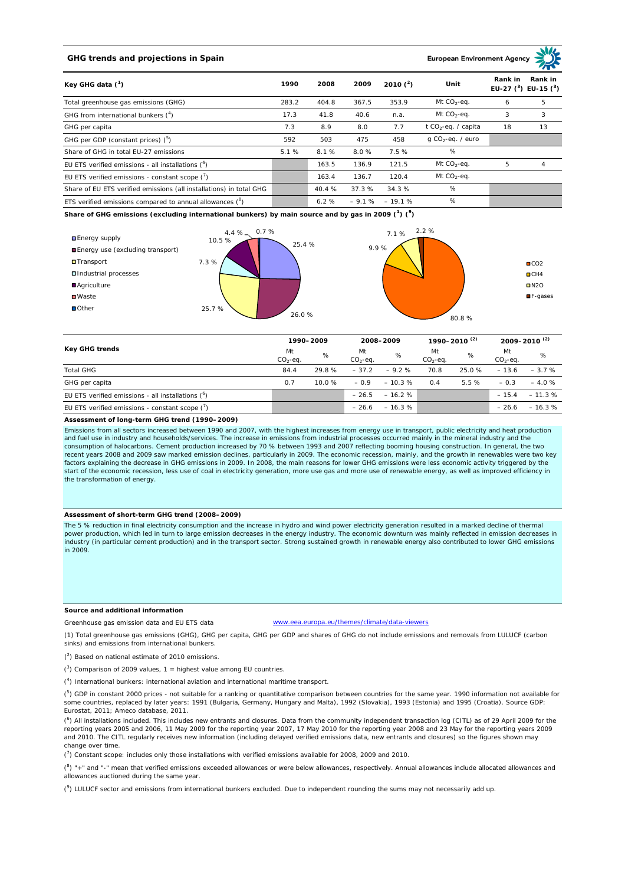## GHG trends and projections in Spain

European Environment Agency

| Key GHG data [1] | 1990 | 2008 | 2009 | 2010 [2] | Unit | Rank in EU-27 [3] | Rank in EU-15 [3] |
|---|---|---|---|---|---|---|---|
| Total greenhouse gas emissions (GHG) | 283.2 | 404.8 | 367.5 | 353.9 | Mt $CO_2$-eq. | 6 | 5 |
| GHG from international bunkers [4] | 17.3 | 41.8 | 40.6 | n.a. | Mt $CO_2$-eq. | 3 | 3 |
| GHG per capita | 7.3 | 8.9 | 8.0 | 7.7 | t $CO_2$-eq. / capita | 18 | 13 |
| GHG per GDP (constant prices) [5] | 592 | 503 | 475 | 458 | g $CO_2$-eq. / euro | | |
| Share of GHG in total EU-27 emissions | 5.1 % | 8.1 % | 8.0 % | 7.5 % | % | | |
| EU ETS verified emissions - all installations [6] | | 163.5 | 136.9 | 121.5 | Mt $CO_2$-eq. | 5 | 4 |
| EU ETS verified emissions - constant scope [7] | | 163.4 | 136.7 | 120.4 | Mt $CO_2$-eq. | | |
| Share of EU ETS verified emissions (all installations) in total GHG | | 40.4 % | 37.3 % | 34.3 % | % | | |
| ETS verified emissions compared to annual allowances [8] | | 6.2 % | – 9.1 % | – 19.1 % | % | | |

**Share of GHG emissions (excluding international bunkers) by main source and by gas in 2009 [1] [9]**

By main source: Energy supply 25.4 %; Energy use (excluding transport) 26.0 %; Transport 25.7 %; Industrial processes 7.3 %; Agriculture 10.5 %; Waste 4.4 %; Other 0.7 %

By gas: $CO_2$ 80.8 %; $CH_4$ 9.9 %; $N_2O$ 7.1 %; F-gases 2.2 %

| Key GHG trends | 1990–2009 | | 2008–2009 | | 1990–2010 [2] | | 2009–2010 [2] | |
|---|---|---|---|---|---|---|---|---|
| | Mt $CO_2$-eq. | % | Mt $CO_2$-eq. | % | Mt $CO_2$-eq. | % | Mt $CO_2$-eq. | % |
| Total GHG | 84.4 | 29.8 % | – 37.2 | – 9.2 % | 70.8 | 25.0 % | – 13.6 | – 3.7 % |
| GHG per capita | 0.7 | 10.0 % | – 0.9 | – 10.3 % | 0.4 | 5.5 % | – 0.3 | – 4.0 % |
| EU ETS verified emissions - all installations [6] | | | – 26.5 | – 16.2 % | | | – 15.4 | – 11.3 % |
| EU ETS verified emissions - constant scope [7] | | | – 26.6 | – 16.3 % | | | – 26.6 | – 16.3 % |

### Assessment of long-term GHG trend (1990–2009)

Emissions from all sectors increased between 1990 and 2007, with the highest increases from energy use in transport, public electricity and heat production and fuel use in industry and households/services. The increase in emissions from industrial processes occurred mainly in the mineral industry and the consumption of halocarbons. Cement production increased by 70 % between 1993 and 2007 reflecting booming housing construction. In general, the two recent years 2008 and 2009 saw marked emission declines, particularly in 2009. The economic recession, mainly, and the growth in renewables were two key factors explaining the decrease in GHG emissions in 2009. In 2008, the main reasons for lower GHG emissions were less economic activity triggered by the start of the economic recession, less use of coal in electricity generation, more use gas and more use of renewable energy, as well as improved efficiency in the transformation of energy.

### Assessment of short-term GHG trend (2008–2009)

The 5 % reduction in final electricity consumption and the increase in hydro and wind power electricity generation resulted in a marked decline of thermal power production, which led in turn to large emission decreases in the energy industry. The economic downturn was mainly reflected in emission decreases in industry (in particular cement production) and in the transport sector. Strong sustained growth in renewable energy also contributed to lower GHG emissions in 2009.

### Source and additional information

Greenhouse gas emission data and EU ETS data www.eea.europa.eu/themes/climate/data-viewers

(1) Total greenhouse gas emissions (GHG), GHG per capita, GHG per GDP and shares of GHG do not include emissions and removals from LULUCF (carbon sinks) and emissions from international bunkers.

(2) Based on national estimate of 2010 emissions.

(3) Comparison of 2009 values, 1 = highest value among EU countries.

(4) International bunkers: international aviation and international maritime transport.

(5) GDP in constant 2000 prices - not suitable for a ranking or quantitative comparison between countries for the same year. 1990 information not available for some countries, replaced by later years: 1991 (Bulgaria, Germany, Hungary and Malta), 1992 (Slovakia), 1993 (Estonia) and 1995 (Croatia). Source GDP: Eurostat, 2011; Ameco database, 2011.

(6) All installations included. This includes new entrants and closures. Data from the community independent transaction log (CITL) as of 29 April 2009 for the reporting years 2005 and 2006, 11 May 2009 for the reporting year 2007, 17 May 2010 for the reporting year 2008 and 23 May for the reporting years 2009 and 2010. The CITL regularly receives new information (including delayed verified emissions data, new entrants and closures) so the figures shown may change over time.

(7) Constant scope: includes only those installations with verified emissions available for 2008, 2009 and 2010.

(8) "+" and "-" mean that verified emissions exceeded allowances or were below allowances, respectively. Annual allowances include allocated allowances and allowances auctioned during the same year.

(9) LULUCF sector and emissions from international bunkers excluded. Due to independent rounding the sums may not necessarily add up.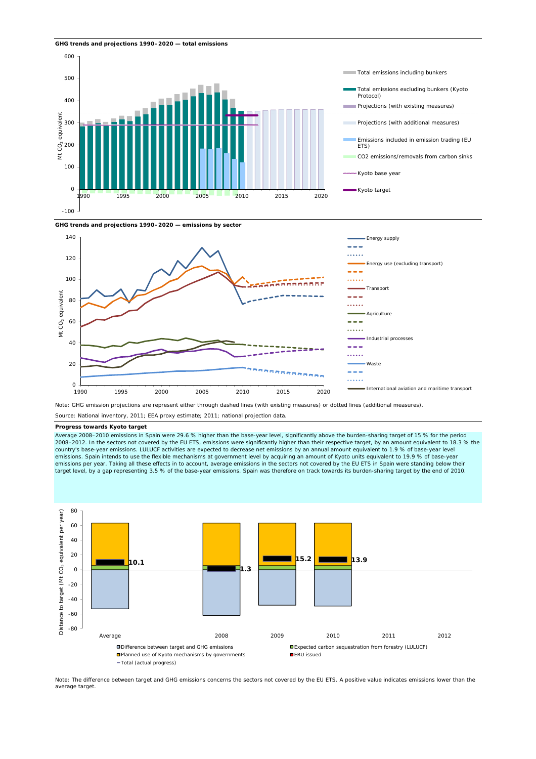**GHG trends and projections 1990–2020 — total emissions**

600
500
400
300
200
100
0
-100

Mt $CO_2$ equivalent

1990 1995 2000 2005 2010 2015 2020

Total emissions including bunkers
Total emissions excluding bunkers (Kyoto Protocol)
Projections (with existing measures)
Projections (with additional measures)
Emissions included in emission trading (EU ETS)
CO2 emissions/removals from carbon sinks
Kyoto base year
Kyoto target

**GHG trends and projections 1990–2020 — emissions by sector**

140
120
100
80
60
40
20
0

Mt $CO_2$ equivalent

1990 1995 2000 2005 2010 2015 2020

Energy supply
Energy use (excluding transport)
Transport
Agriculture
Industrial processes
Waste
International aviation and maritime transport

Note: GHG emission projections are represent either through dashed lines (with existing measures) or dotted lines (additional measures).

Source: National inventory, 2011; EEA proxy estimate; 2011; national projection data.

**Progress towards Kyoto target**

Average 2008–2010 emissions in Spain were 29.6 % higher than the base-year level, significantly above the burden-sharing target of 15 % for the period 2008–2012. In the sectors not covered by the EU ETS, emissions were significantly higher than their respective target, by an amount equivalent to 18.3 % the country's base-year emissions. LULUCF activities are expected to decrease net emissions by an annual amount equivalent to 1.9 % of base-year level emissions. Spain intends to use the flexible mechanisms at government level by acquiring an amount of Kyoto units equivalent to 19.9 % of base-year emissions per year. Taking all these effects in to account, average emissions in the sectors not covered by the EU ETS in Spain were standing below their target level, by a gap representing 3.5 % of the base-year emissions. Spain was therefore on track towards its burden-sharing target by the end of 2010.

80
60
40
20
0
-20
-40
-60
-80

Distance to target (Mt $CO_2$ equivalent per year)

10.1
-1.3
15.2
13.9

Average 2008 2009 2010 2011 2012

Difference between target and GHG emissions
Expected carbon sequestration from forestry (LULUCF)
Planned use of Kyoto mechanisms by governments
ERU issued
Total (actual progress)

Note: The difference between target and GHG emissions concerns the sectors not covered by the EU ETS. A positive value indicates emissions lower than the average target.